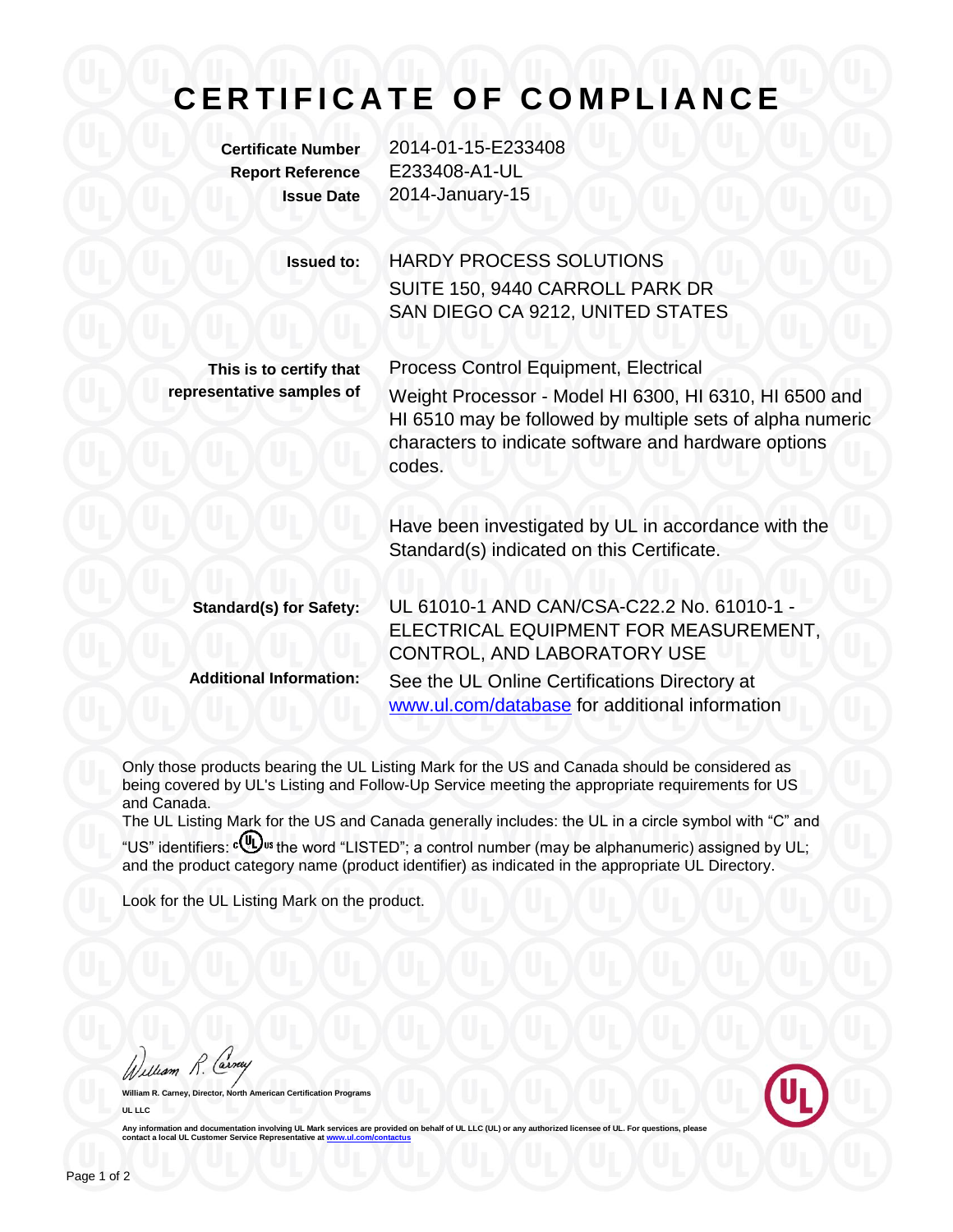# CERTIFICATE OF COMPLIANCE

| | |
|---|---|
| **Certificate Number** | 2014-01-15-E233408 |
| **Report Reference** | E233408-A1-UL |
| **Issue Date** | 2014-January-15 |

**Issued to:** HARDY PROCESS SOLUTIONS
SUITE 150, 9440 CARROLL PARK DR
SAN DIEGO CA 9212, UNITED STATES

**This is to certify that representative samples of** Process Control Equipment, Electrical

Weight Processor - Model HI 6300, HI 6310, HI 6500 and HI 6510 may be followed by multiple sets of alpha numeric characters to indicate software and hardware options codes.

Have been investigated by UL in accordance with the Standard(s) indicated on this Certificate.

**Standard(s) for Safety:** UL 61010-1 AND CAN/CSA-C22.2 No. 61010-1 - ELECTRICAL EQUIPMENT FOR MEASUREMENT, CONTROL, AND LABORATORY USE

**Additional Information:** See the UL Online Certifications Directory at www.ul.com/database for additional information

Only those products bearing the UL Listing Mark for the US and Canada should be considered as being covered by UL's Listing and Follow-Up Service meeting the appropriate requirements for US and Canada.

The UL Listing Mark for the US and Canada generally includes: the UL in a circle symbol with "C" and "US" identifiers: c(UL)us the word "LISTED"; a control number (may be alphanumeric) assigned by UL; and the product category name (product identifier) as indicated in the appropriate UL Directory.

Look for the UL Listing Mark on the product.

William R. Carney

**William R. Carney, Director, North American Certification Programs**

**UL LLC**

**Any information and documentation involving UL Mark services are provided on behalf of UL LLC (UL) or any authorized licensee of UL. For questions, please contact a local UL Customer Service Representative at www.ul.com/contactus**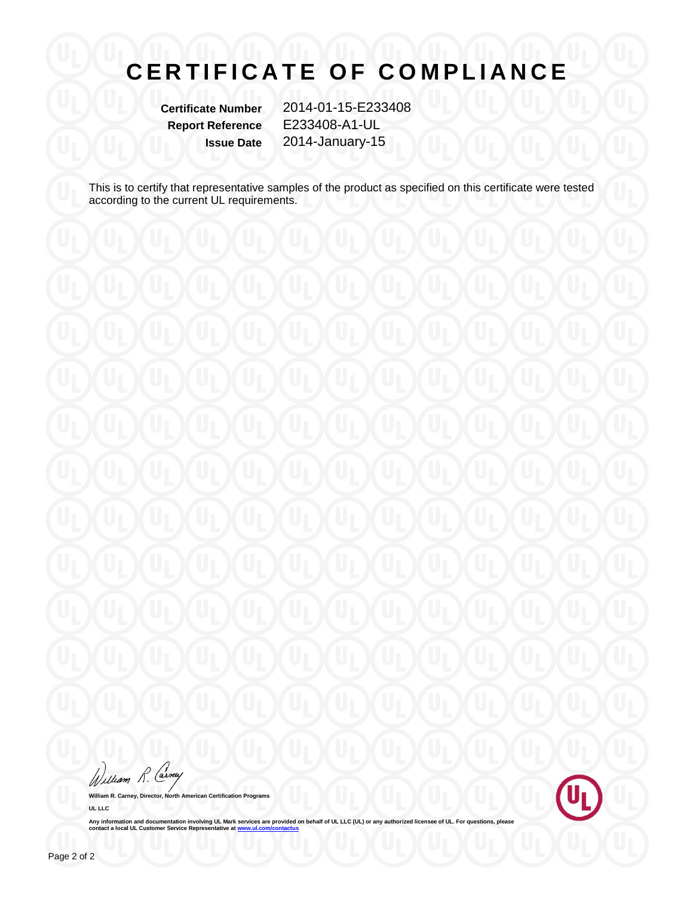# CERTIFICATE OF COMPLIANCE

| | |
|---|---|
| **Certificate Number** | 2014-01-15-E233408 |
| **Report Reference** | E233408-A1-UL |
| **Issue Date** | 2014-January-15 |

This is to certify that representative samples of the product as specified on this certificate were tested according to the current UL requirements.

**William R. Carney, Director, North American Certification Programs**

**UL LLC**

**Any information and documentation involving UL Mark services are provided on behalf of UL LLC (UL) or any authorized licensee of UL. For questions, please contact a local UL Customer Service Representative at www.ul.com/contactus**